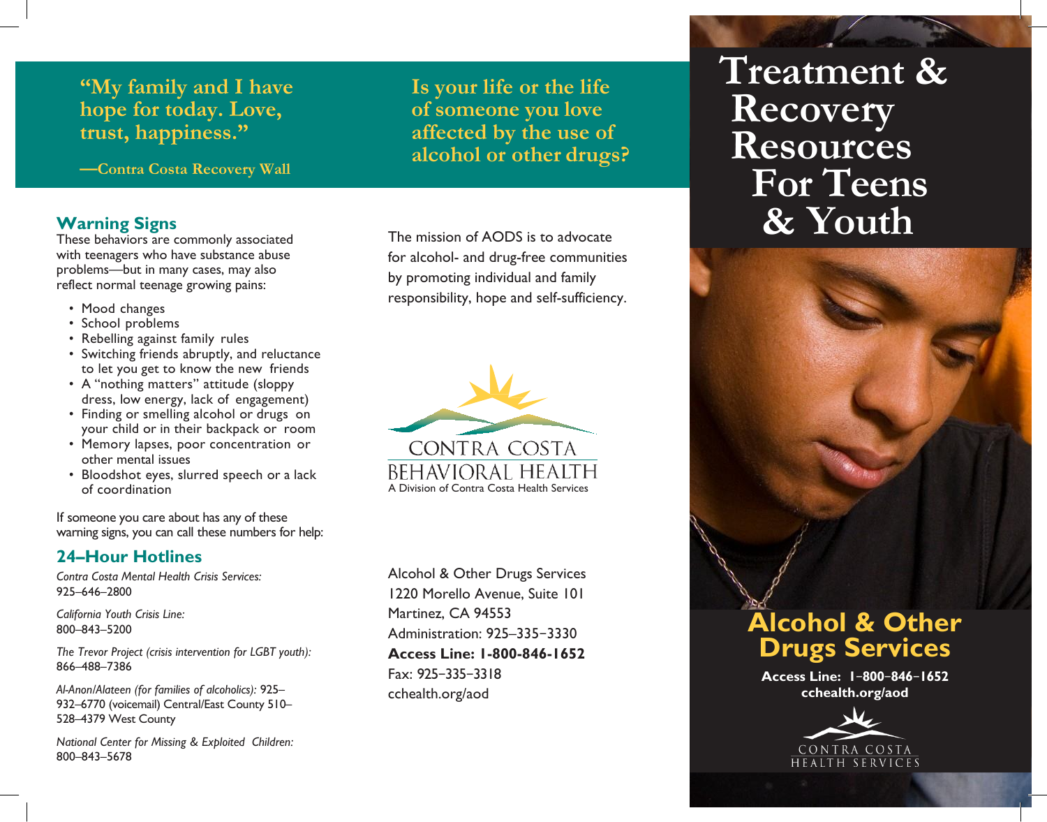“My family and I have hope for today. Love, trust, happiness.”

**—Contra Costa Recovery Wall**

## Warning Signs

These behaviors are commonly associated with teenagers who have substance abuse problems—but in many cases, may also reflect normal teenage growing pains:

- Mood changes
- School problems
- Rebelling against family rules
- Switching friends abruptly, and reluctance to let you get to know the new friends
- A “nothing matters” attitude (sloppy dress, low energy, lack of engagement)
- Finding or smelling alcohol or drugs on your child or in their backpack or room
- Memory lapses, poor concentration or other mental issues
- Bloodshot eyes, slurred speech or a lack of coordination

If someone you care about has any of these warning signs, you can call these numbers for help:

## 24–Hour Hotlines

*Contra Costa Mental Health Crisis Services:*
925–646–2800

*California Youth Crisis Line:*
800–843–5200

*The Trevor Project (crisis intervention for LGBT youth):*
866–488–7386

*Al-Anon/Alateen (for families of alcoholics):* 925–932–6770 (voicemail) Central/East County 510–528–4379 West County

*National Center for Missing & Exploited Children:*
800–843–5678

**Is your life or the life of someone you love affected by the use of alcohol or other drugs?**

The mission of AODS is to advocate for alcohol- and drug-free communities by promoting individual and family responsibility, hope and self-sufficiency.

CONTRA COSTA
BEHAVIORAL HEALTH
A Division of Contra Costa Health Services

Alcohol & Other Drugs Services
1220 Morello Avenue, Suite 101
Martinez, CA 94553
Administration: 925–335–3330
**Access Line: 1-800-846-1652**
Fax: 925–335–3318
cchealth.org/aod

# Treatment & Recovery Resources For Teens & Youth

## Alcohol & Other Drugs Services

**Access Line: 1–800–846–1652**
**cchealth.org/aod**

CONTRA COSTA
HEALTH SERVICES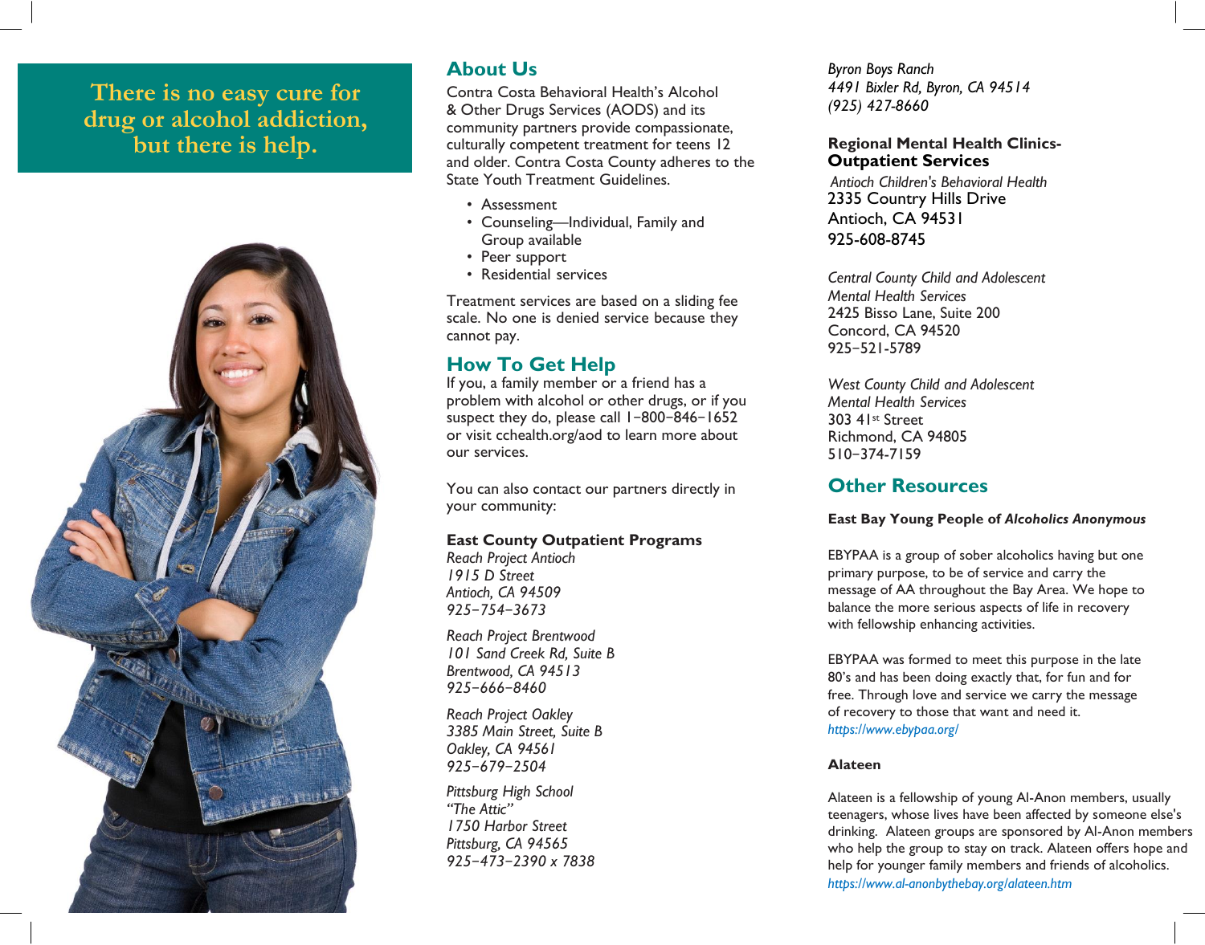**There is no easy cure for drug or alcohol addiction, but there is help.**

## About Us

Contra Costa Behavioral Health's Alcohol & Other Drugs Services (AODS) and its community partners provide compassionate, culturally competent treatment for teens 12 and older. Contra Costa County adheres to the State Youth Treatment Guidelines.

- Assessment
- Counseling—Individual, Family and Group available
- Peer support
- Residential services

Treatment services are based on a sliding fee scale. No one is denied service because they cannot pay.

## How To Get Help

If you, a family member or a friend has a problem with alcohol or other drugs, or if you suspect they do, please call 1−800−846−1652 or visit cchealth.org/aod to learn more about our services.

You can also contact our partners directly in your community:

**East County Outpatient Programs**

*Reach Project Antioch*
*1915 D Street*
*Antioch, CA 94509*
*925−754−3673*

*Reach Project Brentwood*
*101 Sand Creek Rd, Suite B*
*Brentwood, CA 94513*
*925−666−8460*

*Reach Project Oakley*
*3385 Main Street, Suite B*
*Oakley, CA 94561*
*925−679−2504*

*Pittsburg High School*
*"The Attic"*
*1750 Harbor Street*
*Pittsburg, CA 94565*
*925−473−2390 x 7838*

*Byron Boys Ranch*
*4491 Bixler Rd, Byron, CA 94514*
*(925) 427-8660*

**Regional Mental Health Clinics-**
**Outpatient Services**

*Antioch Children's Behavioral Health*
2335 Country Hills Drive
Antioch, CA 94531
925-608-8745

*Central County Child and Adolescent Mental Health Services*
2425 Bisso Lane, Suite 200
Concord, CA 94520
925−521-5789

*West County Child and Adolescent Mental Health Services*
303 41st Street
Richmond, CA 94805
510−374-7159

## Other Resources

**East Bay Young People of *Alcoholics Anonymous***

EBYPAA is a group of sober alcoholics having but one primary purpose, to be of service and carry the message of AA throughout the Bay Area. We hope to balance the more serious aspects of life in recovery with fellowship enhancing activities.

EBYPAA was formed to meet this purpose in the late 80's and has been doing exactly that, for fun and for free. Through love and service we carry the message of recovery to those that want and need it.
*https://www.ebypaa.org/*

**Alateen**

Alateen is a fellowship of young Al-Anon members, usually teenagers, whose lives have been affected by someone else's drinking. Alateen groups are sponsored by Al-Anon members who help the group to stay on track. Alateen offers hope and help for younger family members and friends of alcoholics.
*https://www.al-anonbythebay.org/alateen.htm*